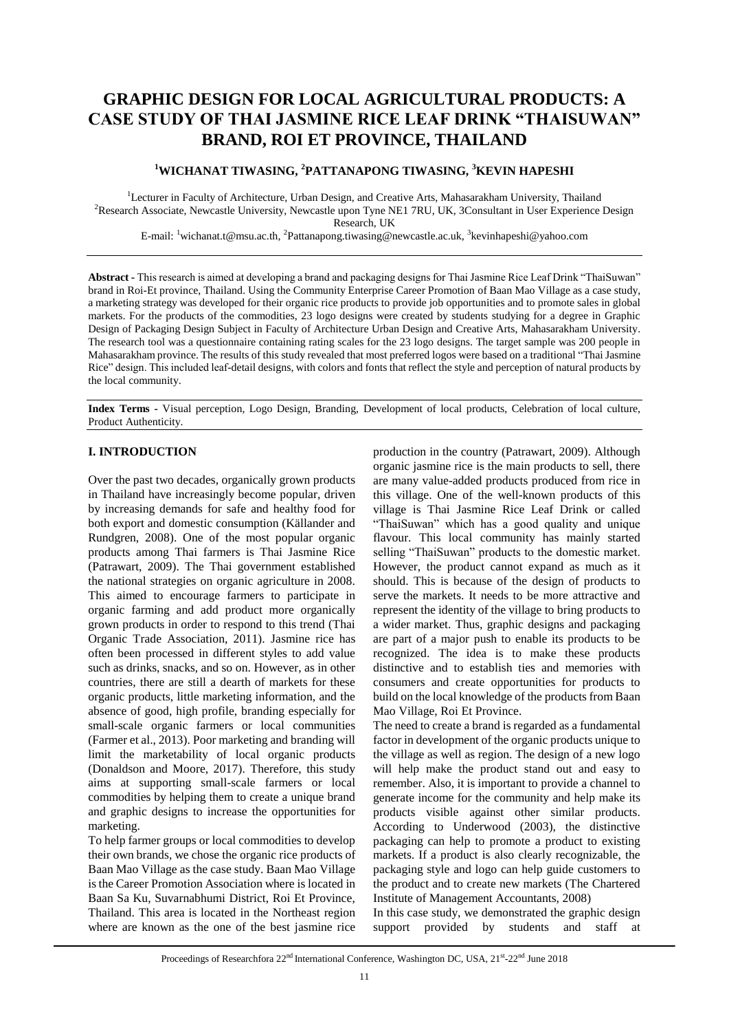# GRAPHIC DESIGN FOR LOCAL AGRICULTURAL PRODUCTS: A CASE STUDY OF THAI JASMINE RICE LEAF DRINK "THAISUWAN" BRAND, ROI ET PROVINCE, THAILAND

**[1]WICHANAT TIWASING, [2]PATTANAPONG TIWASING, [3]KEVIN HAPESHI**

[1]Lecturer in Faculty of Architecture, Urban Design, and Creative Arts, Mahasarakham University, Thailand
[2]Research Associate, Newcastle University, Newcastle upon Tyne NE1 7RU, UK, 3Consultant in User Experience Design Research, UK
E-mail: [1]wichanat.t@msu.ac.th, [2]Pattanapong.tiwasing@newcastle.ac.uk, [3]kevinhapeshi@yahoo.com

**Abstract -** This research is aimed at developing a brand and packaging designs for Thai Jasmine Rice Leaf Drink "ThaiSuwan" brand in Roi-Et province, Thailand. Using the Community Enterprise Career Promotion of Baan Mao Village as a case study, a marketing strategy was developed for their organic rice products to provide job opportunities and to promote sales in global markets. For the products of the commodities, 23 logo designs were created by students studying for a degree in Graphic Design of Packaging Design Subject in Faculty of Architecture Urban Design and Creative Arts, Mahasarakham University. The research tool was a questionnaire containing rating scales for the 23 logo designs. The target sample was 200 people in Mahasarakham province. The results of this study revealed that most preferred logos were based on a traditional "Thai Jasmine Rice" design. This included leaf-detail designs, with colors and fonts that reflect the style and perception of natural products by the local community.

**Index Terms -** Visual perception, Logo Design, Branding, Development of local products, Celebration of local culture, Product Authenticity.

## I. INTRODUCTION

Over the past two decades, organically grown products in Thailand have increasingly become popular, driven by increasing demands for safe and healthy food for both export and domestic consumption (Källander and Rundgren, 2008). One of the most popular organic products among Thai farmers is Thai Jasmine Rice (Patrawart, 2009). The Thai government established the national strategies on organic agriculture in 2008. This aimed to encourage farmers to participate in organic farming and add product more organically grown products in order to respond to this trend (Thai Organic Trade Association, 2011). Jasmine rice has often been processed in different styles to add value such as drinks, snacks, and so on. However, as in other countries, there are still a dearth of markets for these organic products, little marketing information, and the absence of good, high profile, branding especially for small-scale organic farmers or local communities (Farmer et al., 2013). Poor marketing and branding will limit the marketability of local organic products (Donaldson and Moore, 2017). Therefore, this study aims at supporting small-scale farmers or local commodities by helping them to create a unique brand and graphic designs to increase the opportunities for marketing.

To help farmer groups or local commodities to develop their own brands, we chose the organic rice products of Baan Mao Village as the case study. Baan Mao Village is the Career Promotion Association where is located in Baan Sa Ku, Suvarnabhumi District, Roi Et Province, Thailand. This area is located in the Northeast region where are known as the one of the best jasmine rice production in the country (Patrawart, 2009). Although organic jasmine rice is the main products to sell, there are many value-added products produced from rice in this village. One of the well-known products of this village is Thai Jasmine Rice Leaf Drink or called "ThaiSuwan" which has a good quality and unique flavour. This local community has mainly started selling "ThaiSuwan" products to the domestic market. However, the product cannot expand as much as it should. This is because of the design of products to serve the markets. It needs to be more attractive and represent the identity of the village to bring products to a wider market. Thus, graphic designs and packaging are part of a major push to enable its products to be recognized. The idea is to make these products distinctive and to establish ties and memories with consumers and create opportunities for products to build on the local knowledge of the products from Baan Mao Village, Roi Et Province.

The need to create a brand is regarded as a fundamental factor in development of the organic products unique to the village as well as region. The design of a new logo will help make the product stand out and easy to remember. Also, it is important to provide a channel to generate income for the community and help make its products visible against other similar products. According to Underwood (2003), the distinctive packaging can help to promote a product to existing markets. If a product is also clearly recognizable, the packaging style and logo can help guide customers to the product and to create new markets (The Chartered Institute of Management Accountants, 2008)

In this case study, we demonstrated the graphic design support provided by students and staff at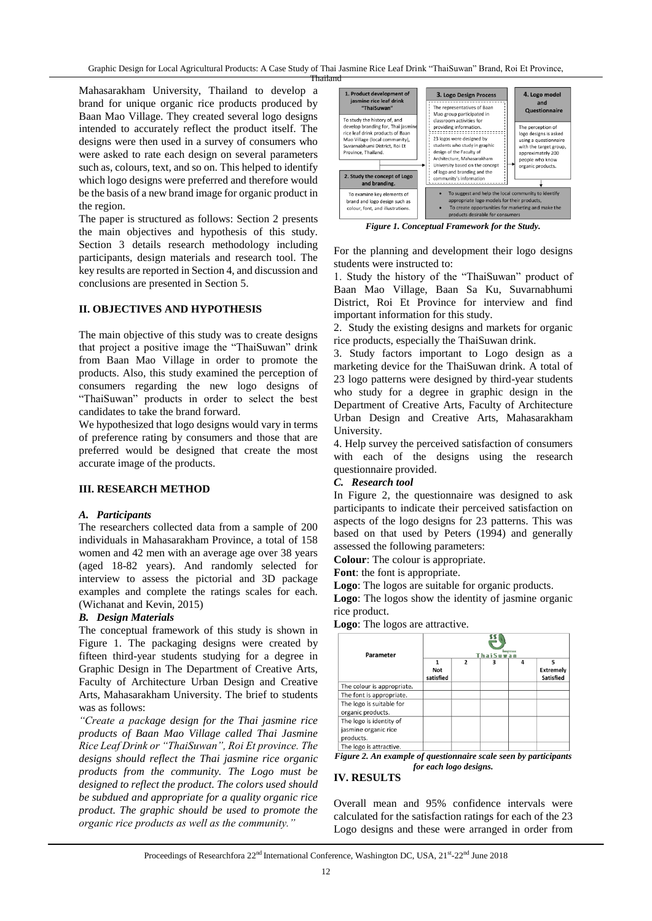Mahasarakham University, Thailand to develop a brand for unique organic rice products produced by Baan Mao Village. They created several logo designs intended to accurately reflect the product itself. The designs were then used in a survey of consumers who were asked to rate each design on several parameters such as, colours, text, and so on. This helped to identify which logo designs were preferred and therefore would be the basis of a new brand image for organic product in the region.

The paper is structured as follows: Section 2 presents the main objectives and hypothesis of this study. Section 3 details research methodology including participants, design materials and research tool. The key results are reported in Section 4, and discussion and conclusions are presented in Section 5.

## II. OBJECTIVES AND HYPOTHESIS

The main objective of this study was to create designs that project a positive image the "ThaiSuwan" drink from Baan Mao Village in order to promote the products. Also, this study examined the perception of consumers regarding the new logo designs of "ThaiSuwan" products in order to select the best candidates to take the brand forward.

We hypothesized that logo designs would vary in terms of preference rating by consumers and those that are preferred would be designed that create the most accurate image of the products.

## III. RESEARCH METHOD

### *A. Participants*

The researchers collected data from a sample of 200 individuals in Mahasarakham Province, a total of 158 women and 42 men with an average age over 38 years (aged 18-82 years). And randomly selected for interview to assess the pictorial and 3D package examples and complete the ratings scales for each. (Wichanat and Kevin, 2015)

### *B. Design Materials*

The conceptual framework of this study is shown in Figure 1. The packaging designs were created by fifteen third-year students studying for a degree in Graphic Design in The Department of Creative Arts, Faculty of Architecture Urban Design and Creative Arts, Mahasarakham University. The brief to students was as follows:

*"Create a package design for the Thai jasmine rice products of Baan Mao Village called Thai Jasmine Rice Leaf Drink or "ThaiSuwan", Roi Et province. The designs should reflect the Thai jasmine rice organic products from the community. The Logo must be designed to reflect the product. The colors used should be subdued and appropriate for a quality organic rice product. The graphic should be used to promote the organic rice products as well as the community."*

**1. Product development of jasmine rice leaf drink "ThaiSuwan"**
To study the history of, and develop branding for, Thai jasmine rice leaf drink products of Baan Mao Village (local community), Suvarnabhumi District, Roi Et Province, Thailand.

**2. Study the concept of Logo and branding.**
To examine key elements of brand and logo design such as colour, font, and illustrations.

**3. Logo Design Process**
The representatives of Baan Mao group participated in classroom activities for providing information.
23 logos were designed by students who study in graphic design of the Faculty of Architecture, Mahasarakham University based on the concept of logo and branding and the community's information

**4. Logo model and Questionnaire**
The perception of logo designs is asked using a questionnaire with the target group, approximately 200 people who know organic products.

- To suggest and help the local community to identify appropriate logo models for their products,
- To create opportunities for marketing and make the products desirable for consumers

*Figure 1. Conceptual Framework for the Study.*

For the planning and development their logo designs students were instructed to:

1. Study the history of the "ThaiSuwan" product of Baan Mao Village, Baan Sa Ku, Suvarnabhumi District, Roi Et Province for interview and find important information for this study.
2. Study the existing designs and markets for organic rice products, especially the ThaiSuwan drink.
3. Study factors important to Logo design as a marketing device for the ThaiSuwan drink. A total of 23 logo patterns were designed by third-year students who study for a degree in graphic design in the Department of Creative Arts, Faculty of Architecture Urban Design and Creative Arts, Mahasarakham University.
4. Help survey the perceived satisfaction of consumers with each of the designs using the research questionnaire provided.

### *C. Research tool*

In Figure 2, the questionnaire was designed to ask participants to indicate their perceived satisfaction on aspects of the logo designs for 23 patterns. This was based on that used by Peters (1994) and generally assessed the following parameters:

**Colour**: The colour is appropriate.

**Font**: the font is appropriate.

**Logo**: The logos are suitable for organic products.

**Logo**: The logos show the identity of jasmine organic rice product.

**Logo**: The logos are attractive.

| Parameter | ThaiSuwan | | | | |
|---|---|---|---|---|---|
| | 1 Not satisfied | 2 | 3 | 4 | 5 Extremely Satisfied |
| The colour is appropriate. | | | | | |
| The font is appropriate. | | | | | |
| The logo is suitable for organic products. | | | | | |
| The logo is identity of jasmine organic rice products. | | | | | |
| The logo is attractive. | | | | | |

*Figure 2. An example of questionnaire scale seen by participants for each logo designs.*

## IV. RESULTS

Overall mean and 95% confidence intervals were calculated for the satisfaction ratings for each of the 23 Logo designs and these were arranged in order from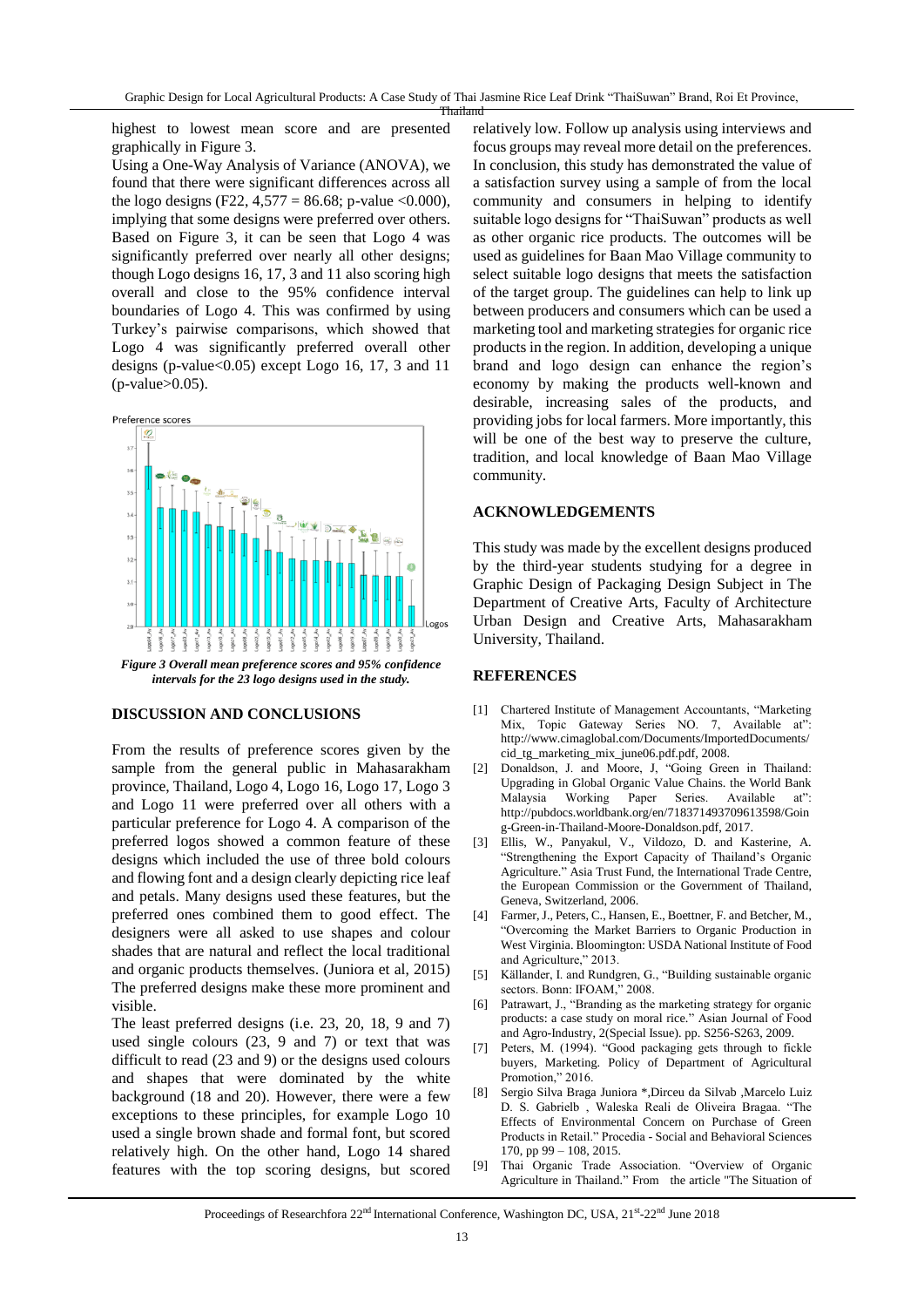highest to lowest mean score and are presented graphically in Figure 3.

Using a One-Way Analysis of Variance (ANOVA), we found that there were significant differences across all the logo designs ($F_{22, 4,577} = 86.68$; p-value <0.000), implying that some designs were preferred over others. Based on Figure 3, it can be seen that Logo 4 was significantly preferred over nearly all other designs; though Logo designs 16, 17, 3 and 11 also scoring high overall and close to the 95% confidence interval boundaries of Logo 4. This was confirmed by using Turkey's pairwise comparisons, which showed that Logo 4 was significantly preferred overall other designs (p-value<0.05) except Logo 16, 17, 3 and 11 (p-value>0.05).

***Figure 3 Overall mean preference scores and 95% confidence intervals for the 23 logo designs used in the study.***

#### DISCUSSION AND CONCLUSIONS

From the results of preference scores given by the sample from the general public in Mahasarakham province, Thailand, Logo 4, Logo 16, Logo 17, Logo 3 and Logo 11 were preferred over all others with a particular preference for Logo 4. A comparison of the preferred logos showed a common feature of these designs which included the use of three bold colours and flowing font and a design clearly depicting rice leaf and petals. Many designs used these features, but the preferred ones combined them to good effect. The designers were all asked to use shapes and colour shades that are natural and reflect the local traditional and organic products themselves. (Juniora et al, 2015) The preferred designs make these more prominent and visible.

The least preferred designs (i.e. 23, 20, 18, 9 and 7) used single colours (23, 9 and 7) or text that was difficult to read (23 and 9) or the designs used colours and shapes that were dominated by the white background (18 and 20). However, there were a few exceptions to these principles, for example Logo 10 used a single brown shade and formal font, but scored relatively high. On the other hand, Logo 14 shared features with the top scoring designs, but scored relatively low. Follow up analysis using interviews and focus groups may reveal more detail on the preferences. In conclusion, this study has demonstrated the value of a satisfaction survey using a sample of from the local community and consumers in helping to identify suitable logo designs for "ThaiSuwan" products as well as other organic rice products. The outcomes will be used as guidelines for Baan Mao Village community to select suitable logo designs that meets the satisfaction of the target group. The guidelines can help to link up between producers and consumers which can be used a marketing tool and marketing strategies for organic rice products in the region. In addition, developing a unique brand and logo design can enhance the region's economy by making the products well-known and desirable, increasing sales of the products, and providing jobs for local farmers. More importantly, this will be one of the best way to preserve the culture, tradition, and local knowledge of Baan Mao Village community.

#### ACKNOWLEDGEMENTS

This study was made by the excellent designs produced by the third-year students studying for a degree in Graphic Design of Packaging Design Subject in The Department of Creative Arts, Faculty of Architecture Urban Design and Creative Arts, Mahasarakham University, Thailand.

#### REFERENCES

[1] Chartered Institute of Management Accountants, "Marketing Mix, Topic Gateway Series NO. 7, Available at": http://www.cimaglobal.com/Documents/ImportedDocuments/cid_tg_marketing_mix_june06.pdf.pdf, 2008.

[2] Donaldson, J. and Moore, J, "Going Green in Thailand: Upgrading in Global Organic Value Chains. the World Bank Malaysia Working Paper Series. Available at": http://pubdocs.worldbank.org/en/718371493709613598/Going-Green-in-Thailand-Moore-Donaldson.pdf, 2017.

[3] Ellis, W., Panyakul, V., Vildozo, D. and Kasterine, A. "Strengthening the Export Capacity of Thailand's Organic Agriculture." Asia Trust Fund, the International Trade Centre, the European Commission or the Government of Thailand, Geneva, Switzerland, 2006.

[4] Farmer, J., Peters, C., Hansen, E., Boettner, F. and Betcher, M., "Overcoming the Market Barriers to Organic Production in West Virginia. Bloomington: USDA National Institute of Food and Agriculture," 2013.

[5] Källander, I. and Rundgren, G., "Building sustainable organic sectors. Bonn: IFOAM," 2008.

[6] Patrawart, J., "Branding as the marketing strategy for organic products: a case study on moral rice." Asian Journal of Food and Agro-Industry, 2(Special Issue). pp. S256-S263, 2009.

[7] Peters, M. (1994). "Good packaging gets through to fickle buyers, Marketing. Policy of Department of Agricultural Promotion," 2016.

[8] Sergio Silva Braga Juniora *,Dirceu da Silvab ,Marcelo Luiz D. S. Gabrielb , Waleska Reali de Oliveira Bragaa. "The Effects of Environmental Concern on Purchase of Green Products in Retail." Procedia - Social and Behavioral Sciences 170, pp 99 – 108, 2015.

[9] Thai Organic Trade Association. "Overview of Organic Agriculture in Thailand." From the article "The Situation of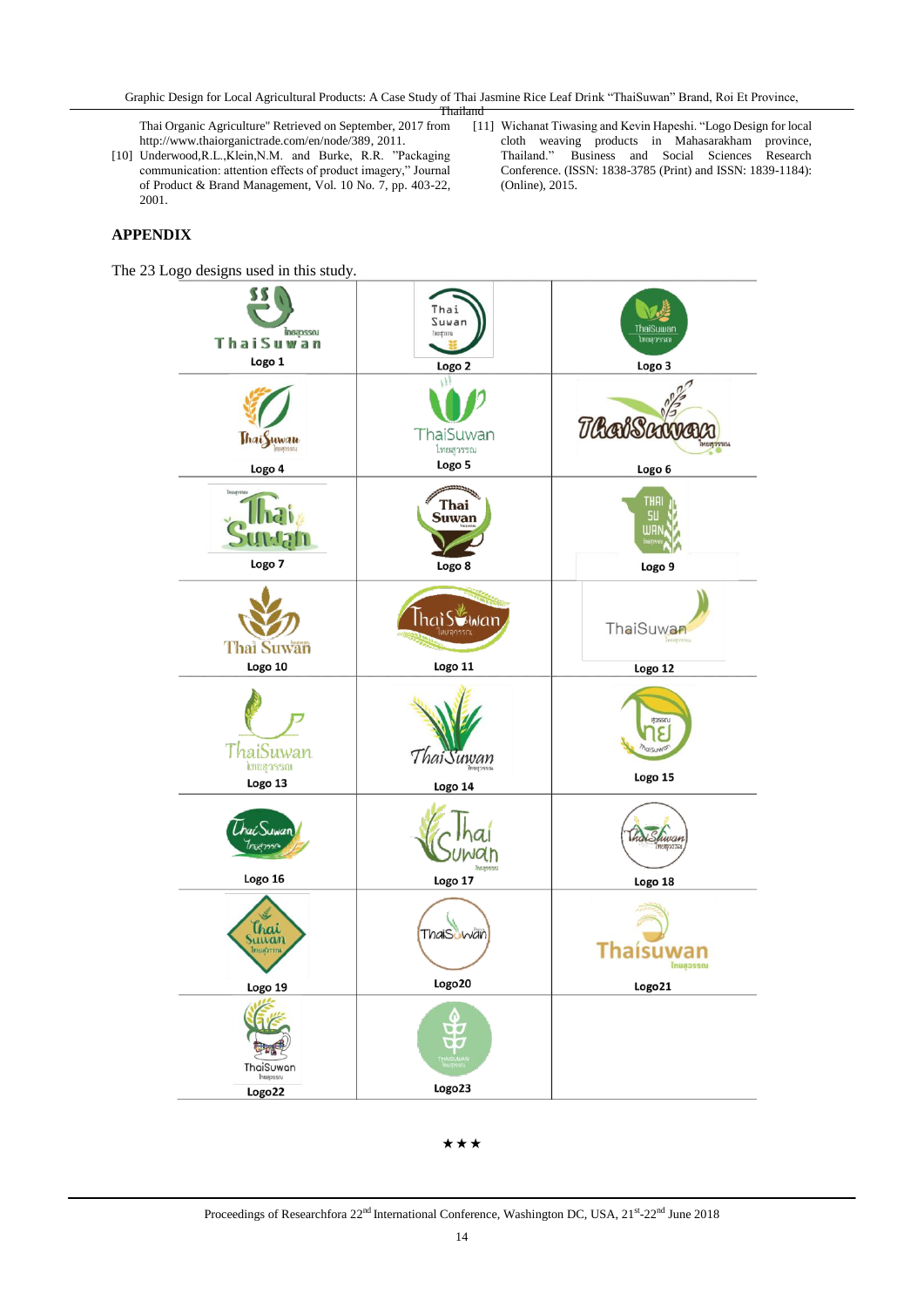Thai Organic Agriculture" Retrieved on September, 2017 from http://www.thaiorganictrade.com/en/node/389, 2011.

[10] Underwood,R.L.,Klein,N.M. and Burke, R.R. "Packaging communication: attention effects of product imagery," Journal of Product & Brand Management, Vol. 10 No. 7, pp. 403-22, 2001.

[11] Wichanat Tiwasing and Kevin Hapeshi. "Logo Design for local cloth weaving products in Mahasarakham province, Thailand." Business and Social Sciences Research Conference. (ISSN: 1838-3785 (Print) and ISSN: 1839-1184): (Online), 2015.

## APPENDIX

The 23 Logo designs used in this study.

| | | |
|---|---|---|
| Logo 1 | Logo 2 | Logo 3 |
| Logo 4 | Logo 5 | Logo 6 |
| Logo 7 | Logo 8 | Logo 9 |
| Logo 10 | Logo 11 | Logo 12 |
| Logo 13 | Logo 14 | Logo 15 |
| Logo 16 | Logo 17 | Logo 18 |
| Logo 19 | Logo20 | Logo21 |
| Logo22 | Logo23 | |

★★★